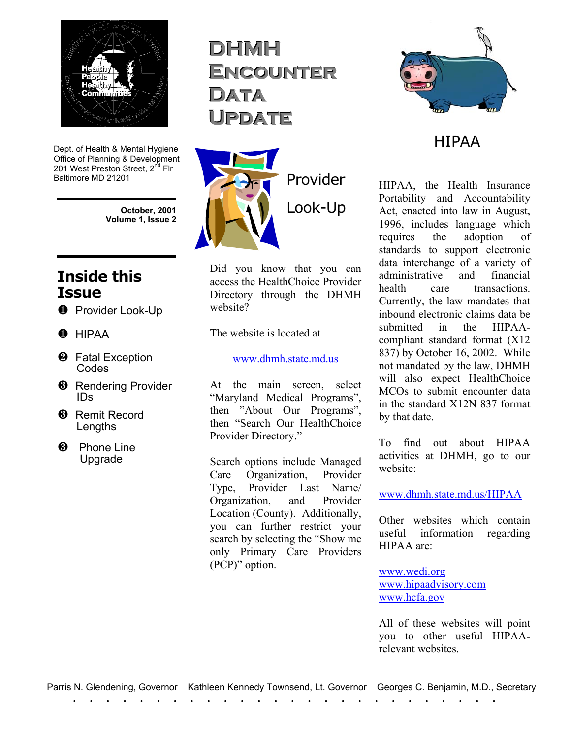# DHMH Encounter Data Update

Dept. of Health & Mental Hygiene
Office of Planning & Development
201 West Preston Street, 2nd Flr
Baltimore MD 21201

**October, 2001**
**Volume 1, Issue 2**

## Inside this Issue

- ❶ Provider Look-Up
- ❶ HIPAA
- ❷ Fatal Exception Codes
- ❸ Rendering Provider IDs
- ❸ Remit Record Lengths
- ❸ Phone Line Upgrade

## Provider Look-Up

Did you know that you can access the HealthChoice Provider Directory through the DHMH website?

The website is located at

www.dhmh.state.md.us

At the main screen, select "Maryland Medical Programs", then "About Our Programs", then "Search Our HealthChoice Provider Directory."

Search options include Managed Care Organization, Provider Type, Provider Last Name/ Organization, and Provider Location (County). Additionally, you can further restrict your search by selecting the "Show me only Primary Care Providers (PCP)" option.

## HIPAA

HIPAA, the Health Insurance Portability and Accountability Act, enacted into law in August, 1996, includes language which requires the adoption of standards to support electronic data interchange of a variety of administrative and financial health care transactions. Currently, the law mandates that inbound electronic claims data be submitted in the HIPAA-compliant standard format (X12 837) by October 16, 2002. While not mandated by the law, DHMH will also expect HealthChoice MCOs to submit encounter data in the standard X12N 837 format by that date.

To find out about HIPAA activities at DHMH, go to our website:

www.dhmh.state.md.us/HIPAA

Other websites which contain useful information regarding HIPAA are:

www.wedi.org
www.hipaadvisory.com
www.hcfa.gov

All of these websites will point you to other useful HIPAA-relevant websites.

Parris N. Glendening, Governor Kathleen Kennedy Townsend, Lt. Governor Georges C. Benjamin, M.D., Secretary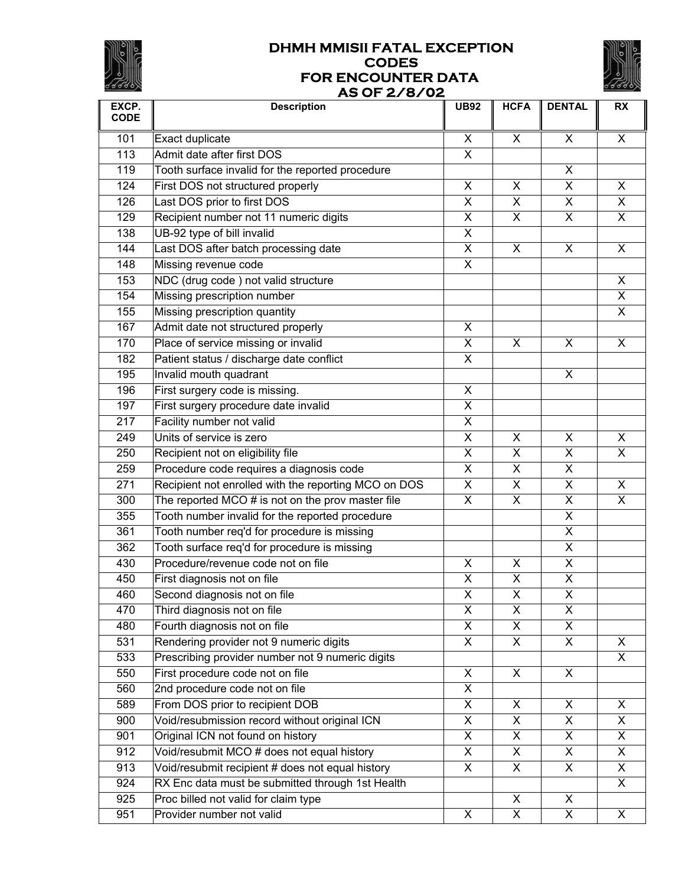# DHMH MMISII FATAL EXCEPTION CODES FOR ENCOUNTER DATA AS OF 2/8/02

| EXCP. CODE | Description | UB92 | HCFA | DENTAL | RX |
|---|---|---|---|---|---|
| 101 | Exact duplicate | X | X | X | X |
| 113 | Admit date after first DOS | X | | | |
| 119 | Tooth surface invalid for the reported procedure | | | X | |
| 124 | First DOS not structured properly | X | X | X | X |
| 126 | Last DOS prior to first DOS | X | X | X | X |
| 129 | Recipient number not 11 numeric digits | X | X | X | X |
| 138 | UB-92 type of bill invalid | X | | | |
| 144 | Last DOS after batch processing date | X | X | X | X |
| 148 | Missing revenue code | X | | | |
| 153 | NDC (drug code ) not valid structure | | | | X |
| 154 | Missing prescription number | | | | X |
| 155 | Missing prescription quantity | | | | X |
| 167 | Admit date not structured properly | X | | | |
| 170 | Place of service missing or invalid | X | X | X | X |
| 182 | Patient status / discharge date conflict | X | | | |
| 195 | Invalid mouth quadrant | | | X | |
| 196 | First surgery code is missing. | X | | | |
| 197 | First surgery procedure date invalid | X | | | |
| 217 | Facility number not valid | X | | | |
| 249 | Units of service is zero | X | X | X | X |
| 250 | Recipient not on eligibility file | X | X | X | X |
| 259 | Procedure code requires a diagnosis code | X | X | X | |
| 271 | Recipient not enrolled with the reporting MCO on DOS | X | X | X | X |
| 300 | The reported MCO # is not on the prov master file | X | X | X | X |
| 355 | Tooth number invalid for the reported procedure | | | X | |
| 361 | Tooth number req'd for procedure is missing | | | X | |
| 362 | Tooth surface req'd for procedure is missing | | | X | |
| 430 | Procedure/revenue code not on file | X | X | X | |
| 450 | First diagnosis not on file | X | X | X | |
| 460 | Second diagnosis not on file | X | X | X | |
| 470 | Third diagnosis not on file | X | X | X | |
| 480 | Fourth diagnosis not on file | X | X | X | |
| 531 | Rendering provider not 9 numeric digits | X | X | X | X |
| 533 | Prescribing provider number not 9 numeric digits | | | | X |
| 550 | First procedure code not on file | X | X | X | |
| 560 | 2nd procedure code not on file | X | | | |
| 589 | From DOS prior to recipient DOB | X | X | X | X |
| 900 | Void/resubmission record without original ICN | X | X | X | X |
| 901 | Original ICN not found on history | X | X | X | X |
| 912 | Void/resubmit MCO # does not equal history | X | X | X | X |
| 913 | Void/resubmit recipient # does not equal history | X | X | X | X |
| 924 | RX Enc data must be submitted through 1st Health | | | | X |
| 925 | Proc billed not valid for claim type | | X | X | |
| 951 | Provider number not valid | X | X | X | X |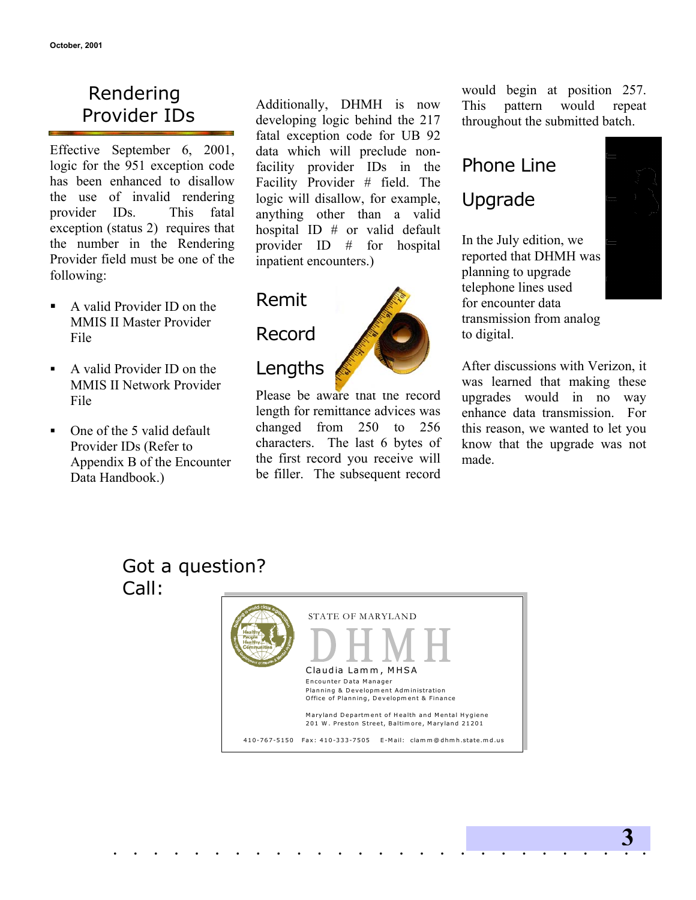## Rendering Provider IDs

Effective September 6, 2001, logic for the 951 exception code has been enhanced to disallow the use of invalid rendering provider IDs. This fatal exception (status 2) requires that the number in the Rendering Provider field must be one of the following:

- A valid Provider ID on the MMIS II Master Provider File
- A valid Provider ID on the MMIS II Network Provider File
- One of the 5 valid default Provider IDs (Refer to Appendix B of the Encounter Data Handbook.)

Additionally, DHMH is now developing logic behind the 217 fatal exception code for UB 92 data which will preclude non-facility provider IDs in the Facility Provider # field. The logic will disallow, for example, anything other than a valid hospital ID # or valid default provider ID # for hospital inpatient encounters.)

## Remit Record Lengths

Please be aware that the record length for remittance advices was changed from 250 to 256 characters. The last 6 bytes of the first record you receive will be filler. The subsequent record would begin at position 257. This pattern would repeat throughout the submitted batch.

## Phone Line Upgrade

In the July edition, we reported that DHMH was planning to upgrade telephone lines used for encounter data transmission from analog to digital.

After discussions with Verizon, it was learned that making these upgrades would in no way enhance data transmission. For this reason, we wanted to let you know that the upgrade was not made.

## Got a question? Call:

STATE OF MARYLAND

DHMH

Claudia Lamm, MHSA
Encounter Data Manager
Planning & Development Administration
Office of Planning, Development & Finance

Maryland Department of Health and Mental Hygiene
201 W. Preston Street, Baltimore, Maryland 21201

410-767-5150 Fax: 410-333-7505 E-Mail: clamm@dhmh.state.md.us